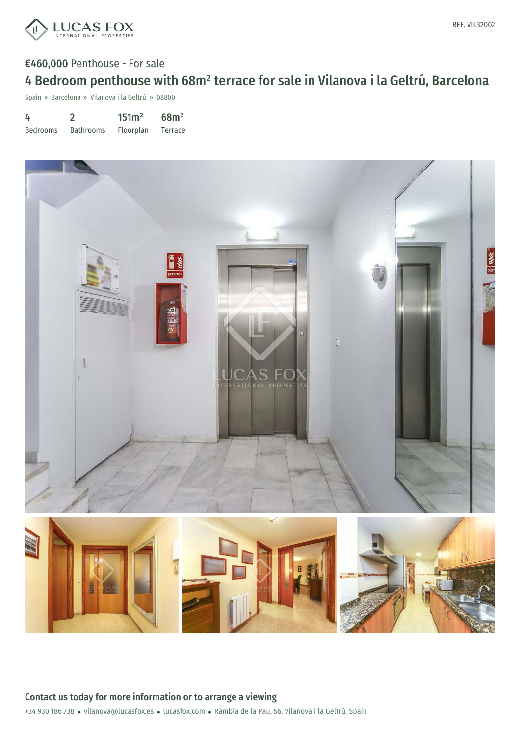REF. VIL32002

**€460,000** Penthouse - For sale

# 4 Bedroom penthouse with 68m² terrace for sale in Vilanova i la Geltrú, Barcelona

Spain » Barcelona » Vilanova i la Geltrú » 08800

| 4 | 2 | 151m² | 68m² |
|---|---|---|---|
| Bedrooms | Bathrooms | Floorplan | Terrace |

## Contact us today for more information or to arrange a viewing

+34 930 186 738 • vilanova@lucasfox.es • lucasfox.com • Rambla de la Pau, 56, Vilanova i la Geltrú, Spain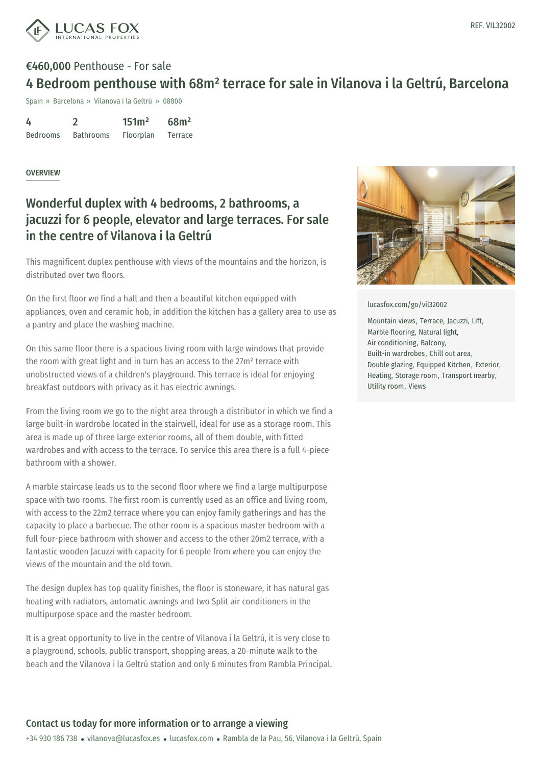REF. VIL32002

**€460,000** Penthouse - For sale

# 4 Bedroom penthouse with 68m² terrace for sale in Vilanova i la Geltrú, Barcelona

Spain » Barcelona » Vilanova i la Geltrú » 08800

| 4 | 2 | 151m² | 68m² |
|---|---|---|---|
| Bedrooms | Bathrooms | Floorplan | Terrace |

OVERVIEW

## Wonderful duplex with 4 bedrooms, 2 bathrooms, a jacuzzi for 6 people, elevator and large terraces. For sale in the centre of Vilanova i la Geltrú

This magnificent duplex penthouse with views of the mountains and the horizon, is distributed over two floors.

On the first floor we find a hall and then a beautiful kitchen equipped with appliances, oven and ceramic hob, in addition the kitchen has a gallery area to use as a pantry and place the washing machine.

On this same floor there is a spacious living room with large windows that provide the room with great light and in turn has an access to the 27m² terrace with unobstructed views of a children's playground. This terrace is ideal for enjoying breakfast outdoors with privacy as it has electric awnings.

From the living room we go to the night area through a distributor in which we find a large built-in wardrobe located in the stairwell, ideal for use as a storage room. This area is made up of three large exterior rooms, all of them double, with fitted wardrobes and with access to the terrace. To service this area there is a full 4-piece bathroom with a shower.

A marble staircase leads us to the second floor where we find a large multipurpose space with two rooms. The first room is currently used as an office and living room, with access to the 22m2 terrace where you can enjoy family gatherings and has the capacity to place a barbecue. The other room is a spacious master bedroom with a full four-piece bathroom with shower and access to the other 20m2 terrace, with a fantastic wooden Jacuzzi with capacity for 6 people from where you can enjoy the views of the mountain and the old town.

The design duplex has top quality finishes, the floor is stoneware, it has natural gas heating with radiators, automatic awnings and two Split air conditioners in the multipurpose space and the master bedroom.

It is a great opportunity to live in the centre of Vilanova i la Geltrú, it is very close to a playground, schools, public transport, shopping areas, a 20-minute walk to the beach and the Vilanova i la Geltrú station and only 6 minutes from Rambla Principal.

lucasfox.com/go/vil32002

Mountain views, Terrace, Jacuzzi, Lift, Marble flooring, Natural light, Air conditioning, Balcony, Built-in wardrobes, Chill out area, Double glazing, Equipped Kitchen, Exterior, Heating, Storage room, Transport nearby, Utility room, Views

## Contact us today for more information or to arrange a viewing

+34 930 186 738 • vilanova@lucasfox.es • lucasfox.com • Rambla de la Pau, 56, Vilanova i la Geltrú, Spain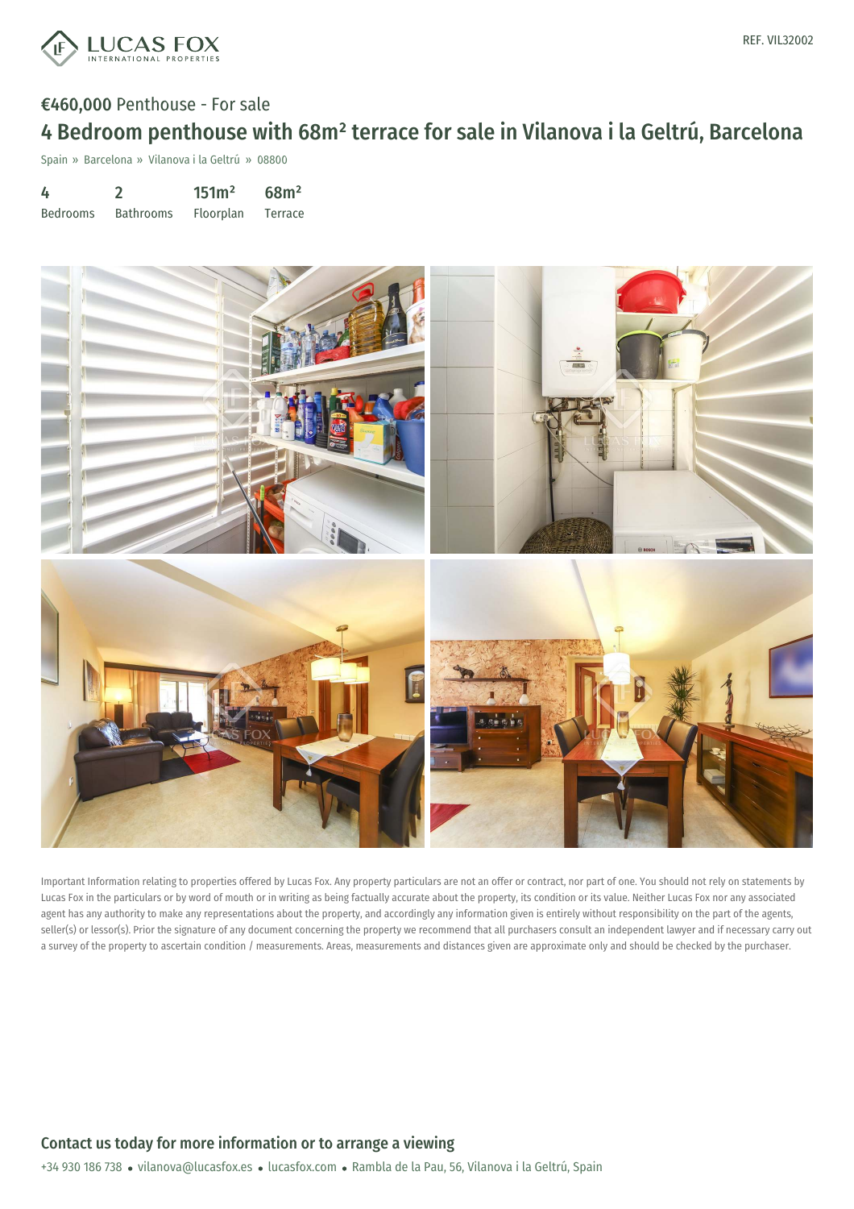REF. VIL32002

**€460,000** Penthouse - For sale

# 4 Bedroom penthouse with 68m² terrace for sale in Vilanova i la Geltrú, Barcelona

Spain » Barcelona » Vilanova i la Geltrú » 08800

| 4 | 2 | 151m² | 68m² |
|---|---|---|---|
| Bedrooms | Bathrooms | Floorplan | Terrace |

Important Information relating to properties offered by Lucas Fox. Any property particulars are not an offer or contract, nor part of one. You should not rely on statements by Lucas Fox in the particulars or by word of mouth or in writing as being factually accurate about the property, its condition or its value. Neither Lucas Fox nor any associated agent has any authority to make any representations about the property, and accordingly any information given is entirely without responsibility on the part of the agents, seller(s) or lessor(s). Prior the signature of any document concerning the property we recommend that all purchasers consult an independent lawyer and if necessary carry out a survey of the property to ascertain condition / measurements. Areas, measurements and distances given are approximate only and should be checked by the purchaser.

## Contact us today for more information or to arrange a viewing

+34 930 186 738 • vilanova@lucasfox.es • lucasfox.com • Rambla de la Pau, 56, Vilanova i la Geltrú, Spain